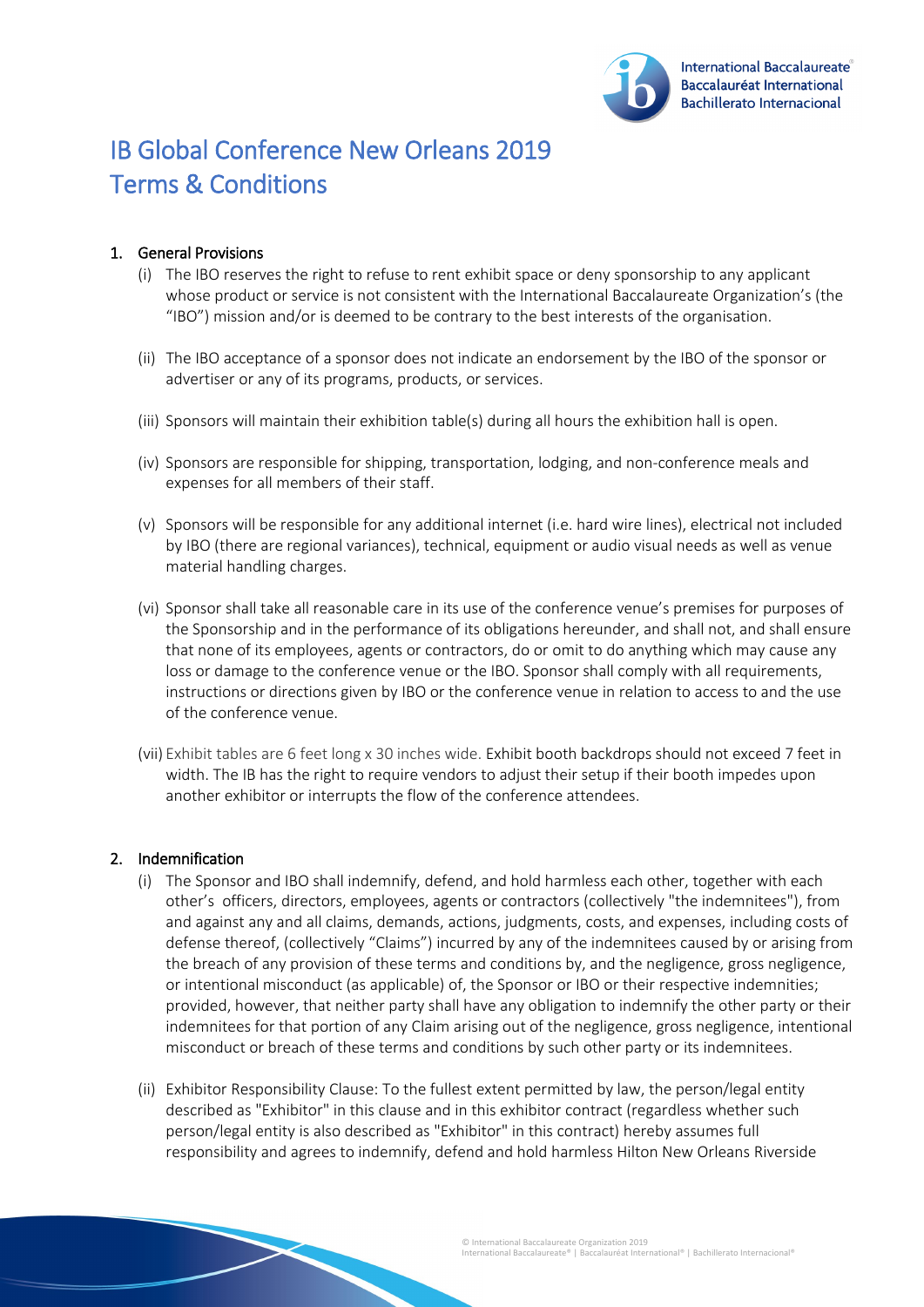# IB Global Conference New Orleans 2019
# Terms & Conditions

## 1. General Provisions

(i) The IBO reserves the right to refuse to rent exhibit space or deny sponsorship to any applicant whose product or service is not consistent with the International Baccalaureate Organization's (the "IBO") mission and/or is deemed to be contrary to the best interests of the organisation.

(ii) The IBO acceptance of a sponsor does not indicate an endorsement by the IBO of the sponsor or advertiser or any of its programs, products, or services.

(iii) Sponsors will maintain their exhibition table(s) during all hours the exhibition hall is open.

(iv) Sponsors are responsible for shipping, transportation, lodging, and non-conference meals and expenses for all members of their staff.

(v) Sponsors will be responsible for any additional internet (i.e. hard wire lines), electrical not included by IBO (there are regional variances), technical, equipment or audio visual needs as well as venue material handling charges.

(vi) Sponsor shall take all reasonable care in its use of the conference venue's premises for purposes of the Sponsorship and in the performance of its obligations hereunder, and shall not, and shall ensure that none of its employees, agents or contractors, do or omit to do anything which may cause any loss or damage to the conference venue or the IBO. Sponsor shall comply with all requirements, instructions or directions given by IBO or the conference venue in relation to access to and the use of the conference venue.

(vii) Exhibit tables are 6 feet long x 30 inches wide. Exhibit booth backdrops should not exceed 7 feet in width. The IB has the right to require vendors to adjust their setup if their booth impedes upon another exhibitor or interrupts the flow of the conference attendees.

## 2. Indemnification

(i) The Sponsor and IBO shall indemnify, defend, and hold harmless each other, together with each other's officers, directors, employees, agents or contractors (collectively "the indemnitees"), from and against any and all claims, demands, actions, judgments, costs, and expenses, including costs of defense thereof, (collectively "Claims") incurred by any of the indemnitees caused by or arising from the breach of any provision of these terms and conditions by, and the negligence, gross negligence, or intentional misconduct (as applicable) of, the Sponsor or IBO or their respective indemnities; provided, however, that neither party shall have any obligation to indemnify the other party or their indemnitees for that portion of any Claim arising out of the negligence, gross negligence, intentional misconduct or breach of these terms and conditions by such other party or its indemnitees.

(ii) Exhibitor Responsibility Clause: To the fullest extent permitted by law, the person/legal entity described as "Exhibitor" in this clause and in this exhibitor contract (regardless whether such person/legal entity is also described as "Exhibitor" in this contract) hereby assumes full responsibility and agrees to indemnify, defend and hold harmless Hilton New Orleans Riverside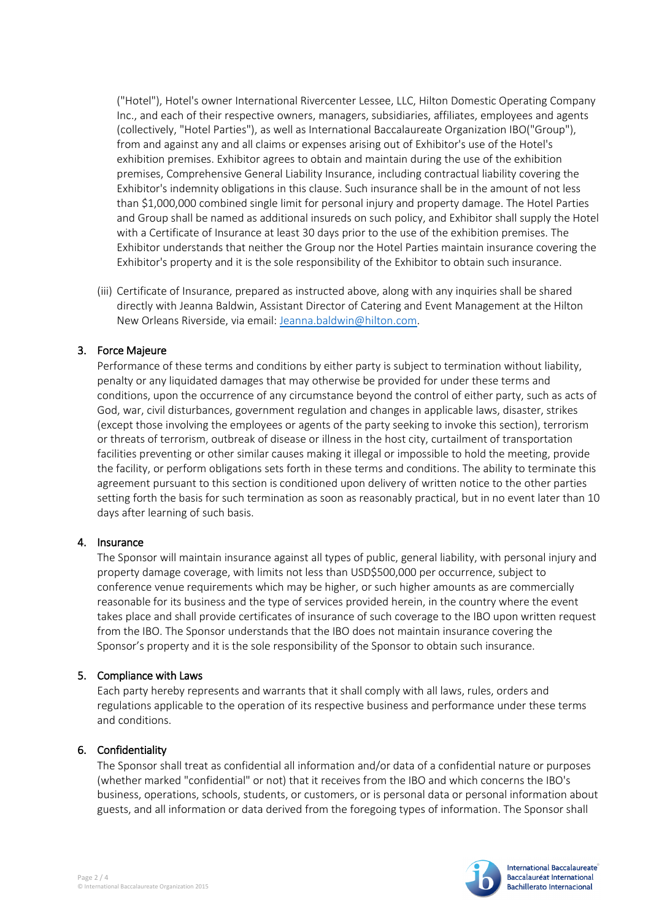("Hotel"), Hotel's owner International Rivercenter Lessee, LLC, Hilton Domestic Operating Company Inc., and each of their respective owners, managers, subsidiaries, affiliates, employees and agents (collectively, "Hotel Parties"), as well as International Baccalaureate Organization IBO("Group"), from and against any and all claims or expenses arising out of Exhibitor's use of the Hotel's exhibition premises. Exhibitor agrees to obtain and maintain during the use of the exhibition premises, Comprehensive General Liability Insurance, including contractual liability covering the Exhibitor's indemnity obligations in this clause. Such insurance shall be in the amount of not less than $1,000,000 combined single limit for personal injury and property damage. The Hotel Parties and Group shall be named as additional insureds on such policy, and Exhibitor shall supply the Hotel with a Certificate of Insurance at least 30 days prior to the use of the exhibition premises. The Exhibitor understands that neither the Group nor the Hotel Parties maintain insurance covering the Exhibitor's property and it is the sole responsibility of the Exhibitor to obtain such insurance.

(iii) Certificate of Insurance, prepared as instructed above, along with any inquiries shall be shared directly with Jeanna Baldwin, Assistant Director of Catering and Event Management at the Hilton New Orleans Riverside, via email: Jeanna.baldwin@hilton.com.

3. Force Majeure

Performance of these terms and conditions by either party is subject to termination without liability, penalty or any liquidated damages that may otherwise be provided for under these terms and conditions, upon the occurrence of any circumstance beyond the control of either party, such as acts of God, war, civil disturbances, government regulation and changes in applicable laws, disaster, strikes (except those involving the employees or agents of the party seeking to invoke this section), terrorism or threats of terrorism, outbreak of disease or illness in the host city, curtailment of transportation facilities preventing or other similar causes making it illegal or impossible to hold the meeting, provide the facility, or perform obligations sets forth in these terms and conditions. The ability to terminate this agreement pursuant to this section is conditioned upon delivery of written notice to the other parties setting forth the basis for such termination as soon as reasonably practical, but in no event later than 10 days after learning of such basis.

4. Insurance

The Sponsor will maintain insurance against all types of public, general liability, with personal injury and property damage coverage, with limits not less than USD$500,000 per occurrence, subject to conference venue requirements which may be higher, or such higher amounts as are commercially reasonable for its business and the type of services provided herein, in the country where the event takes place and shall provide certificates of insurance of such coverage to the IBO upon written request from the IBO. The Sponsor understands that the IBO does not maintain insurance covering the Sponsor's property and it is the sole responsibility of the Sponsor to obtain such insurance.

5. Compliance with Laws

Each party hereby represents and warrants that it shall comply with all laws, rules, orders and regulations applicable to the operation of its respective business and performance under these terms and conditions.

6. Confidentiality

The Sponsor shall treat as confidential all information and/or data of a confidential nature or purposes (whether marked "confidential" or not) that it receives from the IBO and which concerns the IBO's business, operations, schools, students, or customers, or is personal data or personal information about guests, and all information or data derived from the foregoing types of information. The Sponsor shall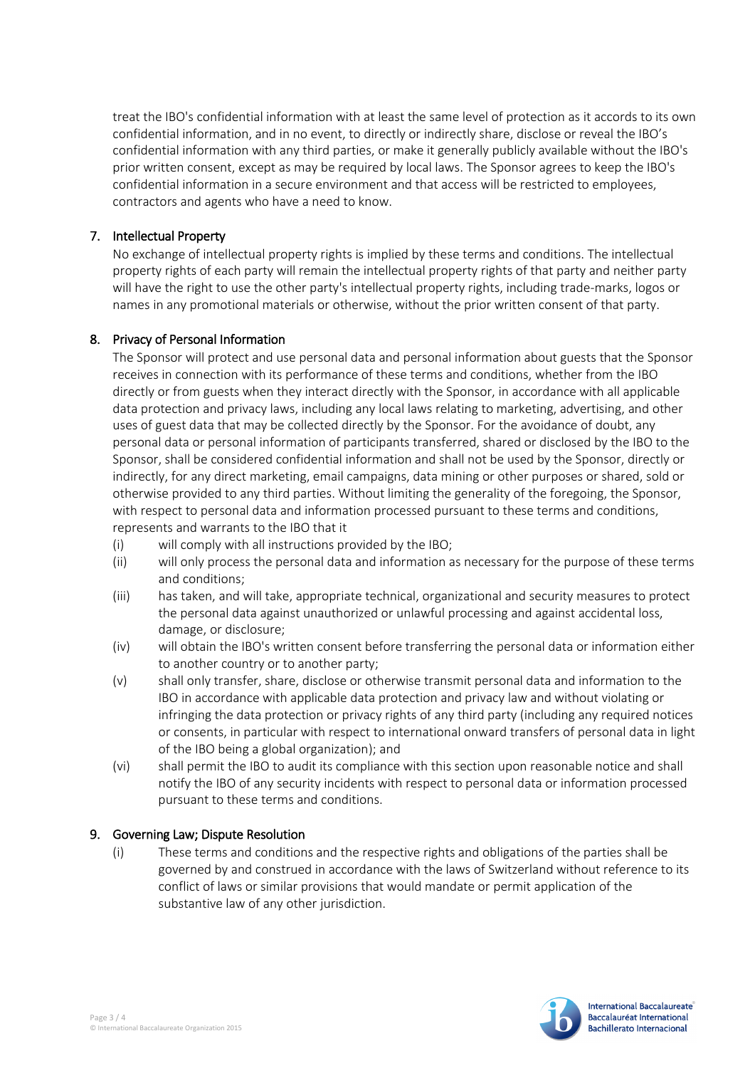treat the IBO's confidential information with at least the same level of protection as it accords to its own confidential information, and in no event, to directly or indirectly share, disclose or reveal the IBO's confidential information with any third parties, or make it generally publicly available without the IBO's prior written consent, except as may be required by local laws. The Sponsor agrees to keep the IBO's confidential information in a secure environment and that access will be restricted to employees, contractors and agents who have a need to know.

## 7. Intellectual Property

No exchange of intellectual property rights is implied by these terms and conditions. The intellectual property rights of each party will remain the intellectual property rights of that party and neither party will have the right to use the other party's intellectual property rights, including trade-marks, logos or names in any promotional materials or otherwise, without the prior written consent of that party.

## 8. Privacy of Personal Information

The Sponsor will protect and use personal data and personal information about guests that the Sponsor receives in connection with its performance of these terms and conditions, whether from the IBO directly or from guests when they interact directly with the Sponsor, in accordance with all applicable data protection and privacy laws, including any local laws relating to marketing, advertising, and other uses of guest data that may be collected directly by the Sponsor. For the avoidance of doubt, any personal data or personal information of participants transferred, shared or disclosed by the IBO to the Sponsor, shall be considered confidential information and shall not be used by the Sponsor, directly or indirectly, for any direct marketing, email campaigns, data mining or other purposes or shared, sold or otherwise provided to any third parties. Without limiting the generality of the foregoing, the Sponsor, with respect to personal data and information processed pursuant to these terms and conditions, represents and warrants to the IBO that it

- (i) will comply with all instructions provided by the IBO;
- (ii) will only process the personal data and information as necessary for the purpose of these terms and conditions;
- (iii) has taken, and will take, appropriate technical, organizational and security measures to protect the personal data against unauthorized or unlawful processing and against accidental loss, damage, or disclosure;
- (iv) will obtain the IBO's written consent before transferring the personal data or information either to another country or to another party;
- (v) shall only transfer, share, disclose or otherwise transmit personal data and information to the IBO in accordance with applicable data protection and privacy law and without violating or infringing the data protection or privacy rights of any third party (including any required notices or consents, in particular with respect to international onward transfers of personal data in light of the IBO being a global organization); and
- (vi) shall permit the IBO to audit its compliance with this section upon reasonable notice and shall notify the IBO of any security incidents with respect to personal data or information processed pursuant to these terms and conditions.

## 9. Governing Law; Dispute Resolution

- (i) These terms and conditions and the respective rights and obligations of the parties shall be governed by and construed in accordance with the laws of Switzerland without reference to its conflict of laws or similar provisions that would mandate or permit application of the substantive law of any other jurisdiction.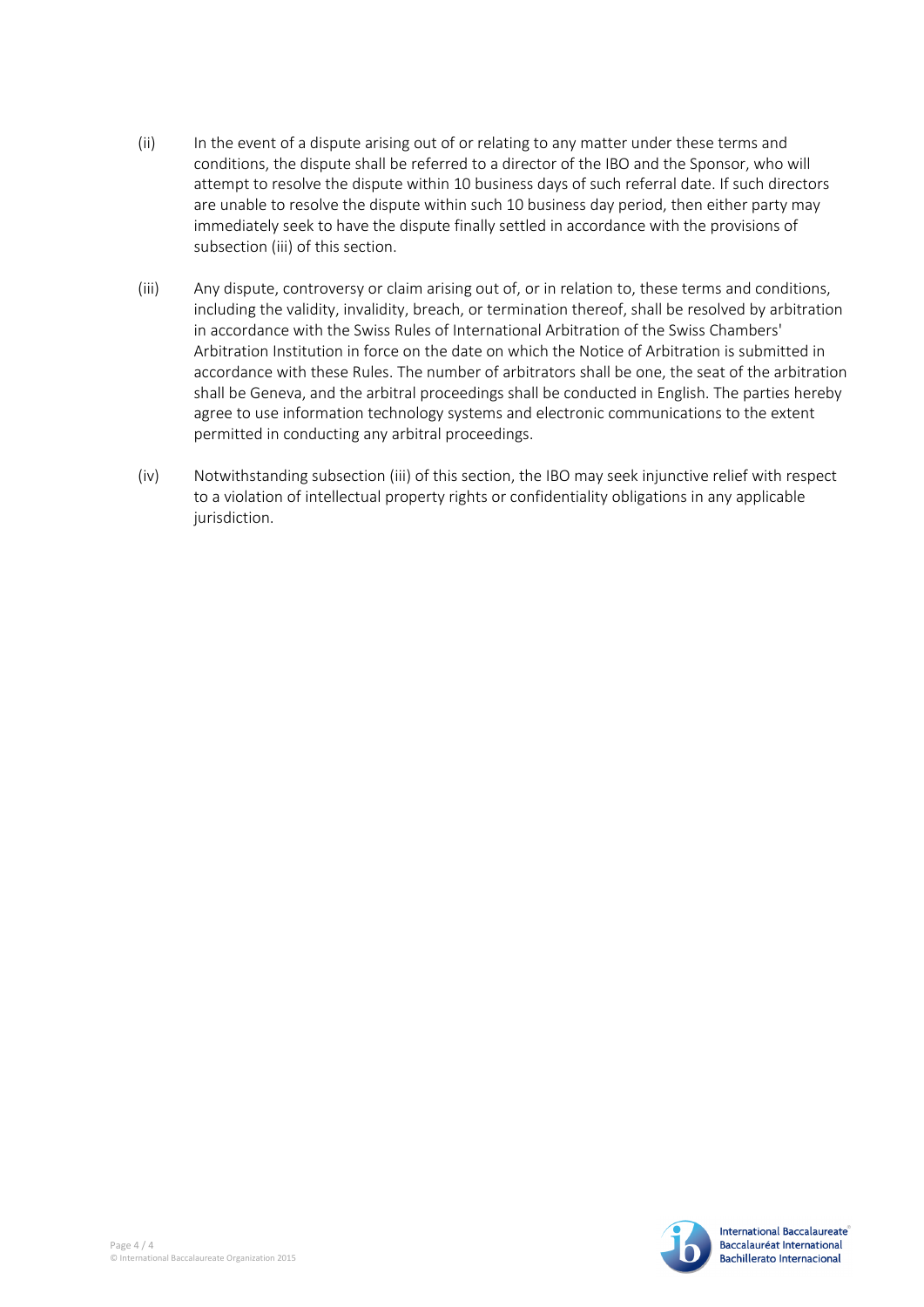(ii) In the event of a dispute arising out of or relating to any matter under these terms and conditions, the dispute shall be referred to a director of the IBO and the Sponsor, who will attempt to resolve the dispute within 10 business days of such referral date. If such directors are unable to resolve the dispute within such 10 business day period, then either party may immediately seek to have the dispute finally settled in accordance with the provisions of subsection (iii) of this section.

(iii) Any dispute, controversy or claim arising out of, or in relation to, these terms and conditions, including the validity, invalidity, breach, or termination thereof, shall be resolved by arbitration in accordance with the Swiss Rules of International Arbitration of the Swiss Chambers' Arbitration Institution in force on the date on which the Notice of Arbitration is submitted in accordance with these Rules. The number of arbitrators shall be one, the seat of the arbitration shall be Geneva, and the arbitral proceedings shall be conducted in English. The parties hereby agree to use information technology systems and electronic communications to the extent permitted in conducting any arbitral proceedings.

(iv) Notwithstanding subsection (iii) of this section, the IBO may seek injunctive relief with respect to a violation of intellectual property rights or confidentiality obligations in any applicable jurisdiction.